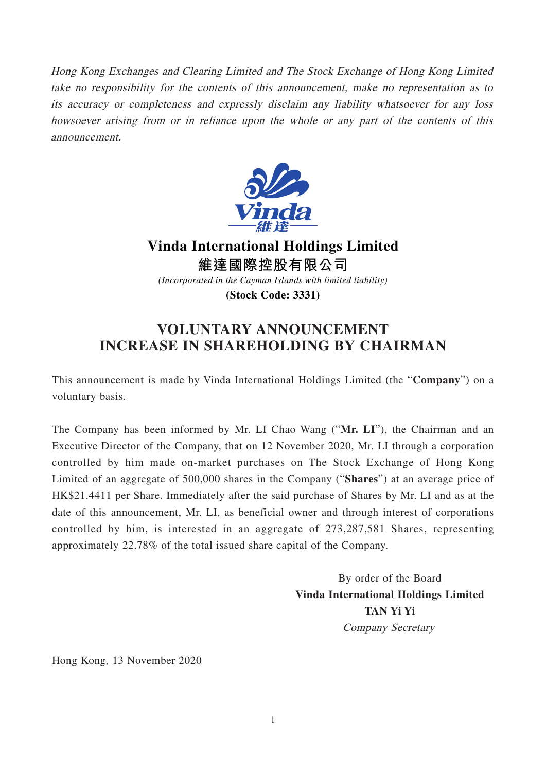*Hong Kong Exchanges and Clearing Limited and The Stock Exchange of Hong Kong Limited take no responsibility for the contents of this announcement, make no representation as to its accuracy or completeness and expressly disclaim any liability whatsoever for any loss howsoever arising from or in reliance upon the whole or any part of the contents of this announcement.*

# Vinda International Holdings Limited
# 維達國際控股有限公司

*(Incorporated in the Cayman Islands with limited liability)*

**(Stock Code: 3331)**

## VOLUNTARY ANNOUNCEMENT
## INCREASE IN SHAREHOLDING BY CHAIRMAN

This announcement is made by Vinda International Holdings Limited (the "**Company**") on a voluntary basis.

The Company has been informed by Mr. LI Chao Wang ("**Mr. LI**"), the Chairman and an Executive Director of the Company, that on 12 November 2020, Mr. LI through a corporation controlled by him made on-market purchases on The Stock Exchange of Hong Kong Limited of an aggregate of 500,000 shares in the Company ("**Shares**") at an average price of HK$21.4411 per Share. Immediately after the said purchase of Shares by Mr. LI and as at the date of this announcement, Mr. LI, as beneficial owner and through interest of corporations controlled by him, is interested in an aggregate of 273,287,581 Shares, representing approximately 22.78% of the total issued share capital of the Company.

By order of the Board
**Vinda International Holdings Limited**
**TAN Yi Yi**
*Company Secretary*

Hong Kong, 13 November 2020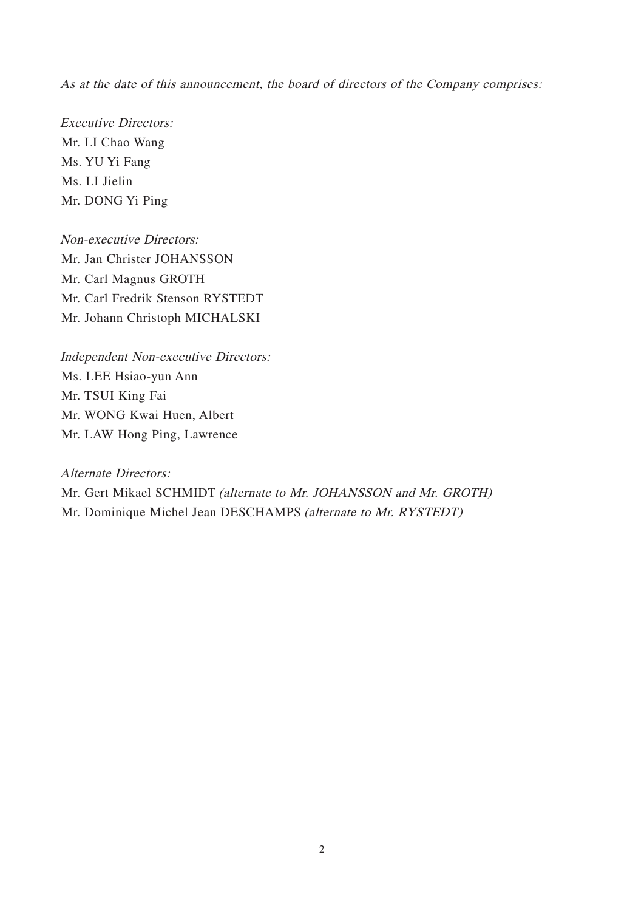*As at the date of this announcement, the board of directors of the Company comprises:*

*Executive Directors:*
Mr. LI Chao Wang
Ms. YU Yi Fang
Ms. LI Jielin
Mr. DONG Yi Ping

*Non-executive Directors:*
Mr. Jan Christer JOHANSSON
Mr. Carl Magnus GROTH
Mr. Carl Fredrik Stenson RYSTEDT
Mr. Johann Christoph MICHALSKI

*Independent Non-executive Directors:*
Ms. LEE Hsiao-yun Ann
Mr. TSUI King Fai
Mr. WONG Kwai Huen, Albert
Mr. LAW Hong Ping, Lawrence

*Alternate Directors:*
Mr. Gert Mikael SCHMIDT *(alternate to Mr. JOHANSSON and Mr. GROTH)*
Mr. Dominique Michel Jean DESCHAMPS *(alternate to Mr. RYSTEDT)*